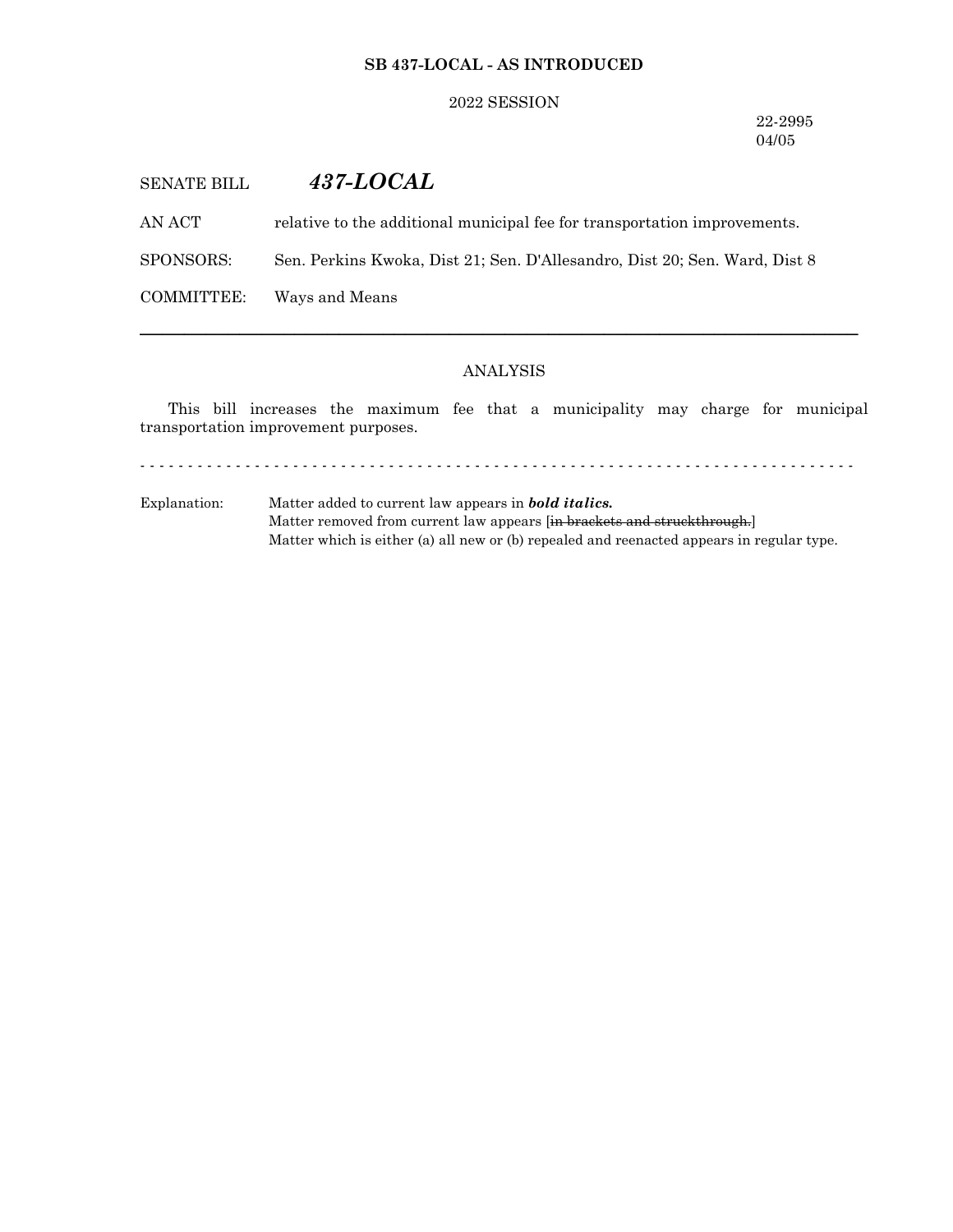**SB 437-LOCAL - AS INTRODUCED**

2022 SESSION

22-2995
04/05

SENATE BILL ***437-LOCAL***

AN ACT relative to the additional municipal fee for transportation improvements.

SPONSORS: Sen. Perkins Kwoka, Dist 21; Sen. D'Allesandro, Dist 20; Sen. Ward, Dist 8

COMMITTEE: Ways and Means

---

## ANALYSIS

This bill increases the maximum fee that a municipality may charge for municipal transportation improvement purposes.

- - - - - - - - - - - - - - - - - - - - - - - - - - - - - - - - - - - - - - - - - - - - - - - - - - - - - - - - - - - - - - - - - - - - - - - - - -

Explanation: Matter added to current law appears in ***bold italics.***
Matter removed from current law appears [~~in brackets and struckthrough.~~]
Matter which is either (a) all new or (b) repealed and reenacted appears in regular type.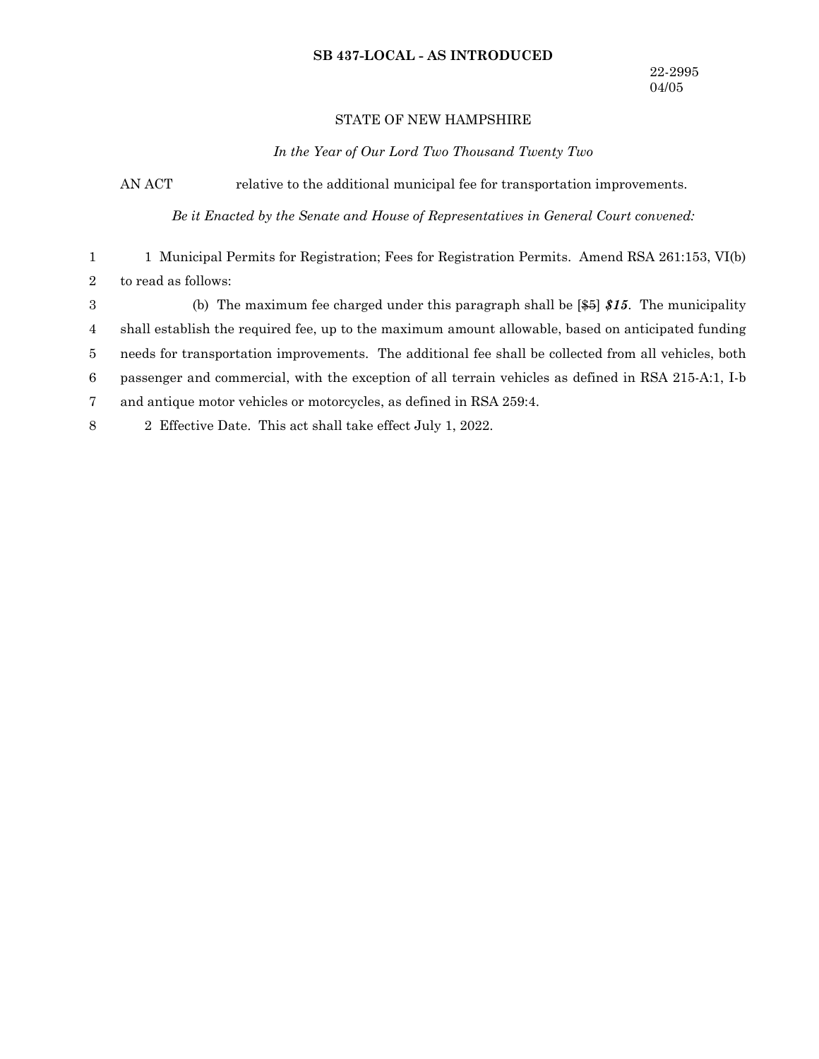**SB 437-LOCAL - AS INTRODUCED**

22-2995
04/05

STATE OF NEW HAMPSHIRE

*In the Year of Our Lord Two Thousand Twenty Two*

AN ACT relative to the additional municipal fee for transportation improvements.

*Be it Enacted by the Senate and House of Representatives in General Court convened:*

1 Municipal Permits for Registration; Fees for Registration Permits. Amend RSA 261:153, VI(b) to read as follows:

(b) The maximum fee charged under this paragraph shall be [~~$5~~] ***$15***. The municipality shall establish the required fee, up to the maximum amount allowable, based on anticipated funding needs for transportation improvements. The additional fee shall be collected from all vehicles, both passenger and commercial, with the exception of all terrain vehicles as defined in RSA 215-A:1, I-b and antique motor vehicles or motorcycles, as defined in RSA 259:4.

2 Effective Date. This act shall take effect July 1, 2022.